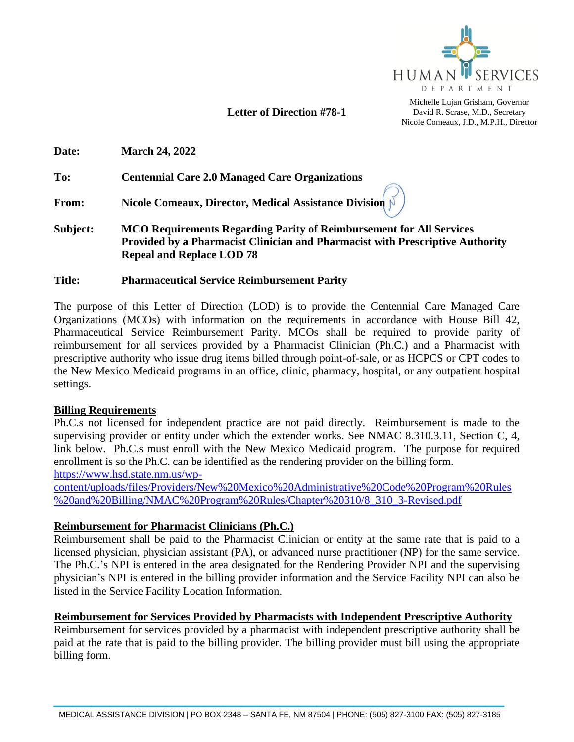HUMAN SERVICES DEPARTMENT

Michelle Lujan Grisham, Governor
David R. Scrase, M.D., Secretary
Nicole Comeaux, J.D., M.P.H., Director

**Letter of Direction #78-1**

**Date:** **March 24, 2022**

**To:** **Centennial Care 2.0 Managed Care Organizations**

**From:** **Nicole Comeaux, Director, Medical Assistance Division**

**Subject:** **MCO Requirements Regarding Parity of Reimbursement for All Services Provided by a Pharmacist Clinician and Pharmacist with Prescriptive Authority Repeal and Replace LOD 78**

**Title:** **Pharmaceutical Service Reimbursement Parity**

The purpose of this Letter of Direction (LOD) is to provide the Centennial Care Managed Care Organizations (MCOs) with information on the requirements in accordance with House Bill 42, Pharmaceutical Service Reimbursement Parity. MCOs shall be required to provide parity of reimbursement for all services provided by a Pharmacist Clinician (Ph.C.) and a Pharmacist with prescriptive authority who issue drug items billed through point-of-sale, or as HCPCS or CPT codes to the New Mexico Medicaid programs in an office, clinic, pharmacy, hospital, or any outpatient hospital settings.

## Billing Requirements

Ph.C.s not licensed for independent practice are not paid directly. Reimbursement is made to the supervising provider or entity under which the extender works. See NMAC 8.310.3.11, Section C, 4, link below. Ph.C.s must enroll with the New Mexico Medicaid program. The purpose for required enrollment is so the Ph.C. can be identified as the rendering provider on the billing form.
https://www.hsd.state.nm.us/wp-content/uploads/files/Providers/New%20Mexico%20Administrative%20Code%20Program%20Rules%20and%20Billing/NMAC%20Program%20Rules/Chapter%20310/8_310_3-Revised.pdf

## Reimbursement for Pharmacist Clinicians (Ph.C.)

Reimbursement shall be paid to the Pharmacist Clinician or entity at the same rate that is paid to a licensed physician, physician assistant (PA), or advanced nurse practitioner (NP) for the same service. The Ph.C.'s NPI is entered in the area designated for the Rendering Provider NPI and the supervising physician's NPI is entered in the billing provider information and the Service Facility NPI can also be listed in the Service Facility Location Information.

## Reimbursement for Services Provided by Pharmacists with Independent Prescriptive Authority

Reimbursement for services provided by a pharmacist with independent prescriptive authority shall be paid at the rate that is paid to the billing provider. The billing provider must bill using the appropriate billing form.

MEDICAL ASSISTANCE DIVISION | PO BOX 2348 – SANTA FE, NM 87504 | PHONE: (505) 827-3100 FAX: (505) 827-3185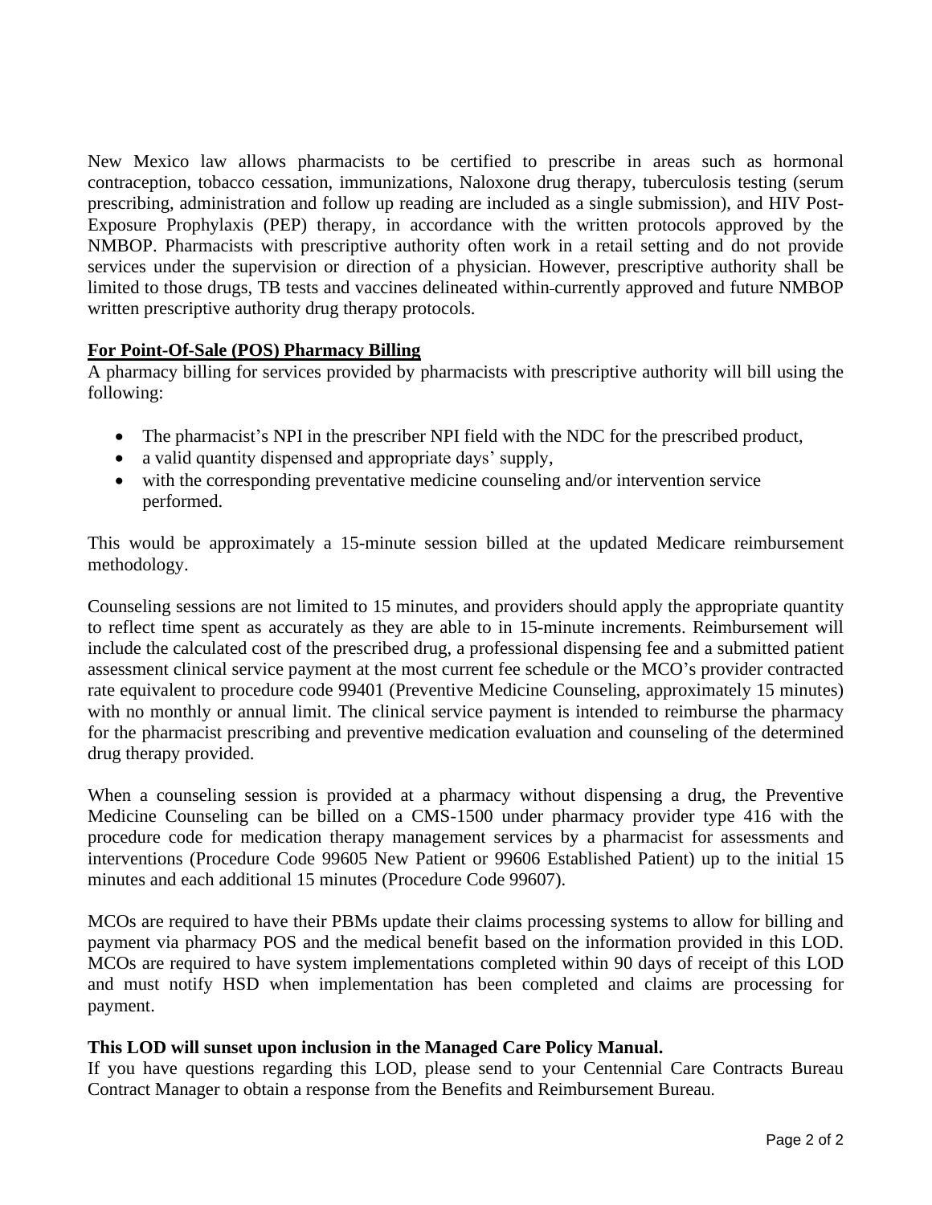New Mexico law allows pharmacists to be certified to prescribe in areas such as hormonal contraception, tobacco cessation, immunizations, Naloxone drug therapy, tuberculosis testing (serum prescribing, administration and follow up reading are included as a single submission), and HIV Post-Exposure Prophylaxis (PEP) therapy, in accordance with the written protocols approved by the NMBOP. Pharmacists with prescriptive authority often work in a retail setting and do not provide services under the supervision or direction of a physician. However, prescriptive authority shall be limited to those drugs, TB tests and vaccines delineated within currently approved and future NMBOP written prescriptive authority drug therapy protocols.

**For Point-Of-Sale (POS) Pharmacy Billing**

A pharmacy billing for services provided by pharmacists with prescriptive authority will bill using the following:

- The pharmacist's NPI in the prescriber NPI field with the NDC for the prescribed product,
- a valid quantity dispensed and appropriate days' supply,
- with the corresponding preventative medicine counseling and/or intervention service performed.

This would be approximately a 15-minute session billed at the updated Medicare reimbursement methodology.

Counseling sessions are not limited to 15 minutes, and providers should apply the appropriate quantity to reflect time spent as accurately as they are able to in 15-minute increments. Reimbursement will include the calculated cost of the prescribed drug, a professional dispensing fee and a submitted patient assessment clinical service payment at the most current fee schedule or the MCO's provider contracted rate equivalent to procedure code 99401 (Preventive Medicine Counseling, approximately 15 minutes) with no monthly or annual limit. The clinical service payment is intended to reimburse the pharmacy for the pharmacist prescribing and preventive medication evaluation and counseling of the determined drug therapy provided.

When a counseling session is provided at a pharmacy without dispensing a drug, the Preventive Medicine Counseling can be billed on a CMS-1500 under pharmacy provider type 416 with the procedure code for medication therapy management services by a pharmacist for assessments and interventions (Procedure Code 99605 New Patient or 99606 Established Patient) up to the initial 15 minutes and each additional 15 minutes (Procedure Code 99607).

MCOs are required to have their PBMs update their claims processing systems to allow for billing and payment via pharmacy POS and the medical benefit based on the information provided in this LOD. MCOs are required to have system implementations completed within 90 days of receipt of this LOD and must notify HSD when implementation has been completed and claims are processing for payment.

**This LOD will sunset upon inclusion in the Managed Care Policy Manual.**

If you have questions regarding this LOD, please send to your Centennial Care Contracts Bureau Contract Manager to obtain a response from the Benefits and Reimbursement Bureau.